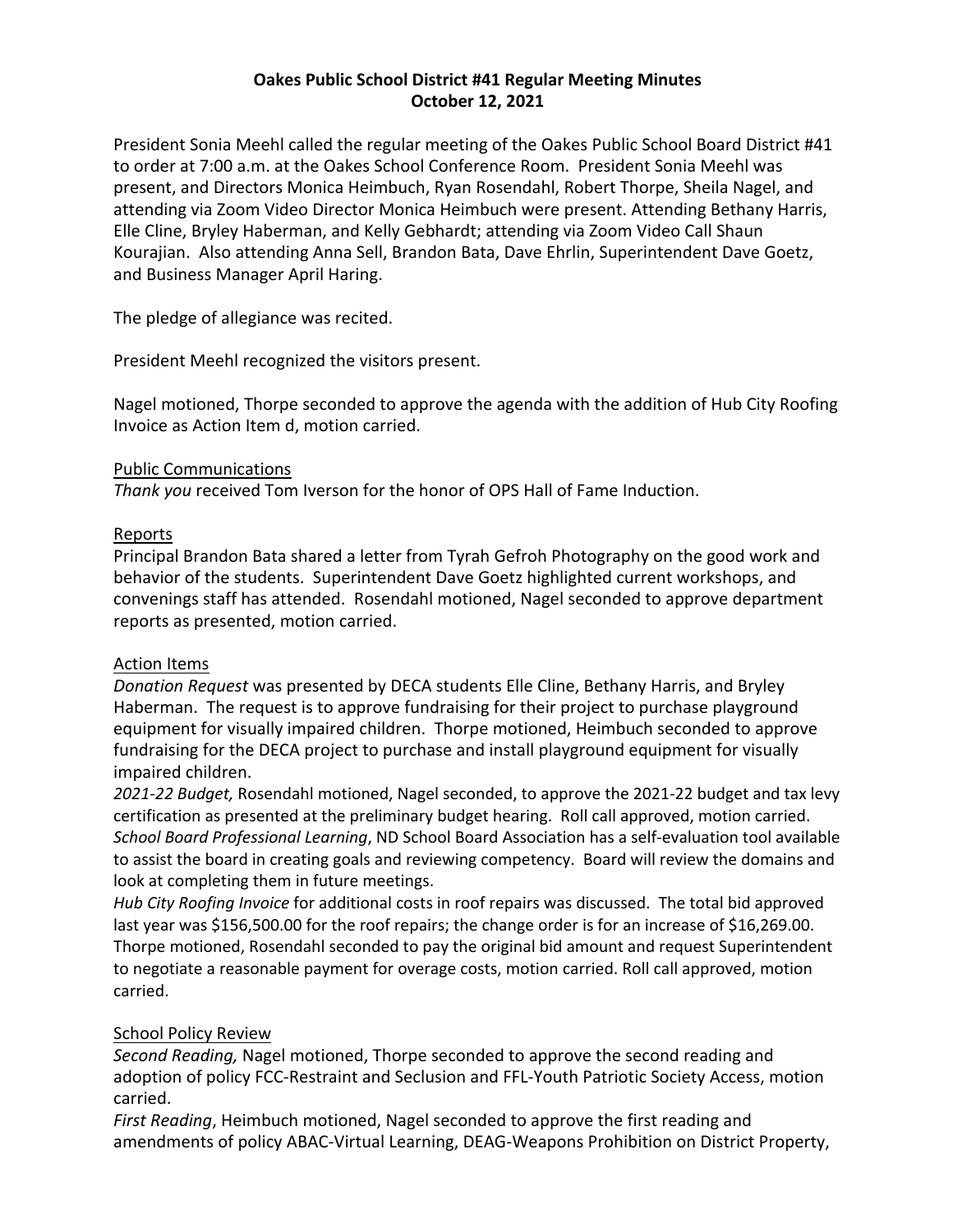# Oakes Public School District #41 Regular Meeting Minutes
## October 12, 2021

President Sonia Meehl called the regular meeting of the Oakes Public School Board District #41 to order at 7:00 a.m. at the Oakes School Conference Room. President Sonia Meehl was present, and Directors Monica Heimbuch, Ryan Rosendahl, Robert Thorpe, Sheila Nagel, and attending via Zoom Video Director Monica Heimbuch were present. Attending Bethany Harris, Elle Cline, Bryley Haberman, and Kelly Gebhardt; attending via Zoom Video Call Shaun Kourajian. Also attending Anna Sell, Brandon Bata, Dave Ehrlin, Superintendent Dave Goetz, and Business Manager April Haring.

The pledge of allegiance was recited.

President Meehl recognized the visitors present.

Nagel motioned, Thorpe seconded to approve the agenda with the addition of Hub City Roofing Invoice as Action Item d, motion carried.

Public Communications

*Thank you* received Tom Iverson for the honor of OPS Hall of Fame Induction.

Reports

Principal Brandon Bata shared a letter from Tyrah Gefroh Photography on the good work and behavior of the students. Superintendent Dave Goetz highlighted current workshops, and convenings staff has attended. Rosendahl motioned, Nagel seconded to approve department reports as presented, motion carried.

Action Items

*Donation Request* was presented by DECA students Elle Cline, Bethany Harris, and Bryley Haberman. The request is to approve fundraising for their project to purchase playground equipment for visually impaired children. Thorpe motioned, Heimbuch seconded to approve fundraising for the DECA project to purchase and install playground equipment for visually impaired children.

*2021-22 Budget,* Rosendahl motioned, Nagel seconded, to approve the 2021-22 budget and tax levy certification as presented at the preliminary budget hearing. Roll call approved, motion carried.

*School Board Professional Learning*, ND School Board Association has a self-evaluation tool available to assist the board in creating goals and reviewing competency. Board will review the domains and look at completing them in future meetings.

*Hub City Roofing Invoice* for additional costs in roof repairs was discussed. The total bid approved last year was $156,500.00 for the roof repairs; the change order is for an increase of $16,269.00. Thorpe motioned, Rosendahl seconded to pay the original bid amount and request Superintendent to negotiate a reasonable payment for overage costs, motion carried. Roll call approved, motion carried.

School Policy Review

*Second Reading,* Nagel motioned, Thorpe seconded to approve the second reading and adoption of policy FCC-Restraint and Seclusion and FFL-Youth Patriotic Society Access, motion carried.

*First Reading*, Heimbuch motioned, Nagel seconded to approve the first reading and amendments of policy ABAC-Virtual Learning, DEAG-Weapons Prohibition on District Property,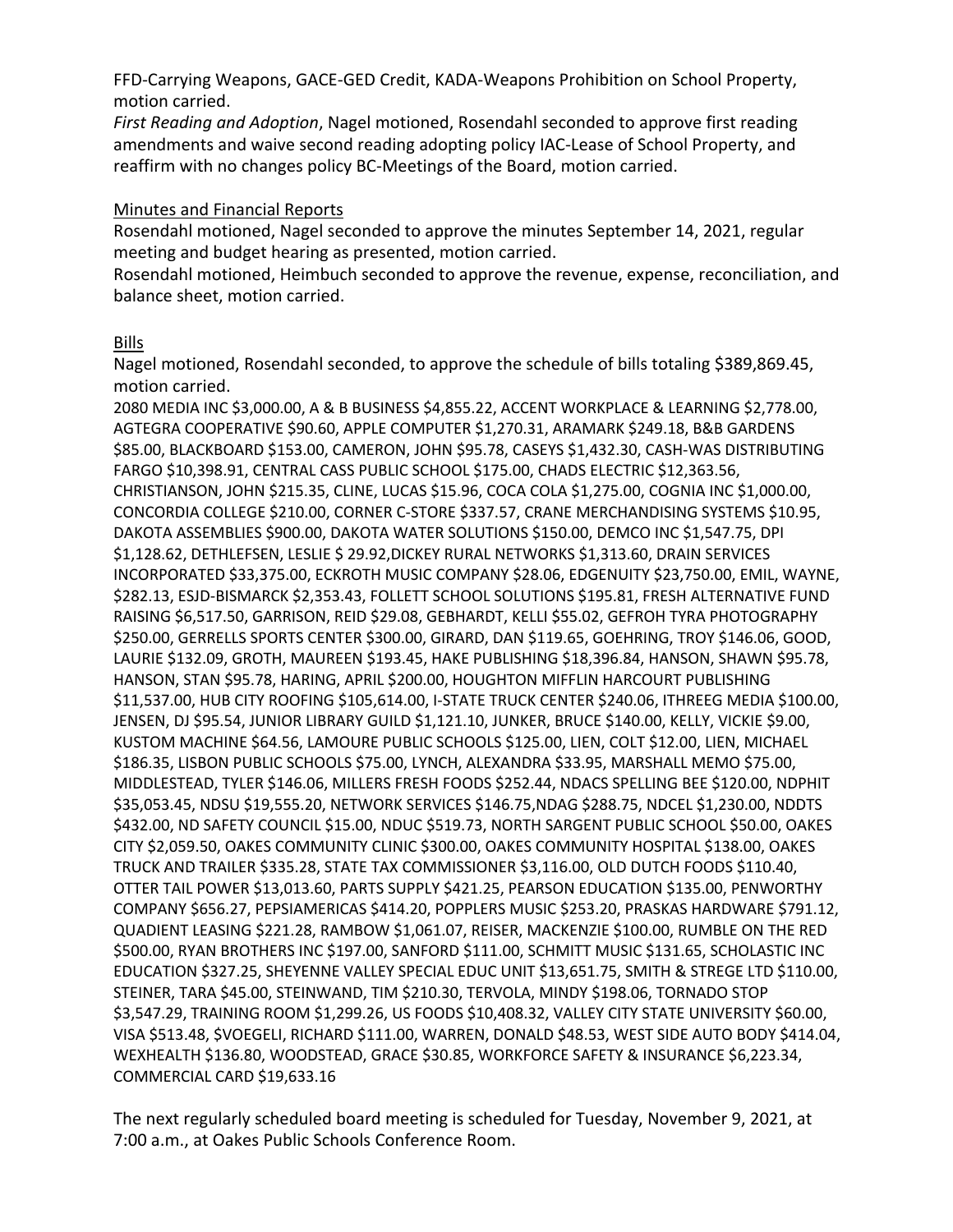FFD-Carrying Weapons, GACE-GED Credit, KADA-Weapons Prohibition on School Property, motion carried.

*First Reading and Adoption*, Nagel motioned, Rosendahl seconded to approve first reading amendments and waive second reading adopting policy IAC-Lease of School Property, and reaffirm with no changes policy BC-Meetings of the Board, motion carried.

Minutes and Financial Reports

Rosendahl motioned, Nagel seconded to approve the minutes September 14, 2021, regular meeting and budget hearing as presented, motion carried.

Rosendahl motioned, Heimbuch seconded to approve the revenue, expense, reconciliation, and balance sheet, motion carried.

Bills

Nagel motioned, Rosendahl seconded, to approve the schedule of bills totaling $389,869.45, motion carried.

2080 MEDIA INC $3,000.00, A & B BUSINESS $4,855.22, ACCENT WORKPLACE & LEARNING $2,778.00, AGTEGRA COOPERATIVE $90.60, APPLE COMPUTER $1,270.31, ARAMARK $249.18, B&B GARDENS $85.00, BLACKBOARD $153.00, CAMERON, JOHN $95.78, CASEYS $1,432.30, CASH-WAS DISTRIBUTING FARGO $10,398.91, CENTRAL CASS PUBLIC SCHOOL $175.00, CHADS ELECTRIC $12,363.56, CHRISTIANSON, JOHN $215.35, CLINE, LUCAS $15.96, COCA COLA $1,275.00, COGNIA INC $1,000.00, CONCORDIA COLLEGE $210.00, CORNER C-STORE $337.57, CRANE MERCHANDISING SYSTEMS $10.95, DAKOTA ASSEMBLIES $900.00, DAKOTA WATER SOLUTIONS $150.00, DEMCO INC $1,547.75, DPI $1,128.62, DETHLEFSEN, LESLIE $ 29.92,DICKEY RURAL NETWORKS $1,313.60, DRAIN SERVICES INCORPORATED $33,375.00, ECKROTH MUSIC COMPANY $28.06, EDGENUITY $23,750.00, EMIL, WAYNE, $282.13, ESJD-BISMARCK $2,353.43, FOLLETT SCHOOL SOLUTIONS $195.81, FRESH ALTERNATIVE FUND RAISING $6,517.50, GARRISON, REID $29.08, GEBHARDT, KELLI $55.02, GEFROH TYRA PHOTOGRAPHY $250.00, GERRELLS SPORTS CENTER $300.00, GIRARD, DAN $119.65, GOEHRING, TROY $146.06, GOOD, LAURIE $132.09, GROTH, MAUREEN $193.45, HAKE PUBLISHING $18,396.84, HANSON, SHAWN $95.78, HANSON, STAN $95.78, HARING, APRIL $200.00, HOUGHTON MIFFLIN HARCOURT PUBLISHING $11,537.00, HUB CITY ROOFING $105,614.00, I-STATE TRUCK CENTER $240.06, ITHREEG MEDIA $100.00, JENSEN, DJ $95.54, JUNIOR LIBRARY GUILD $1,121.10, JUNKER, BRUCE $140.00, KELLY, VICKIE $9.00, KUSTOM MACHINE $64.56, LAMOURE PUBLIC SCHOOLS $125.00, LIEN, COLT $12.00, LIEN, MICHAEL $186.35, LISBON PUBLIC SCHOOLS $75.00, LYNCH, ALEXANDRA $33.95, MARSHALL MEMO $75.00, MIDDLESTEAD, TYLER $146.06, MILLERS FRESH FOODS $252.44, NDACS SPELLING BEE $120.00, NDPHIT $35,053.45, NDSU $19,555.20, NETWORK SERVICES $146.75,NDAG $288.75, NDCEL $1,230.00, NDDTS $432.00, ND SAFETY COUNCIL $15.00, NDUC $519.73, NORTH SARGENT PUBLIC SCHOOL $50.00, OAKES CITY $2,059.50, OAKES COMMUNITY CLINIC $300.00, OAKES COMMUNITY HOSPITAL $138.00, OAKES TRUCK AND TRAILER $335.28, STATE TAX COMMISSIONER $3,116.00, OLD DUTCH FOODS $110.40, OTTER TAIL POWER $13,013.60, PARTS SUPPLY $421.25, PEARSON EDUCATION $135.00, PENWORTHY COMPANY $656.27, PEPSIAMERICAS $414.20, POPPLERS MUSIC $253.20, PRASKAS HARDWARE $791.12, QUADIENT LEASING $221.28, RAMBOW $1,061.07, REISER, MACKENZIE $100.00, RUMBLE ON THE RED $500.00, RYAN BROTHERS INC $197.00, SANFORD $111.00, SCHMITT MUSIC $131.65, SCHOLASTIC INC EDUCATION $327.25, SHEYENNE VALLEY SPECIAL EDUC UNIT $13,651.75, SMITH & STREGE LTD $110.00, STEINER, TARA $45.00, STEINWAND, TIM $210.30, TERVOLA, MINDY $198.06, TORNADO STOP $3,547.29, TRAINING ROOM $1,299.26, US FOODS $10,408.32, VALLEY CITY STATE UNIVERSITY $60.00, VISA $513.48, $VOEGELI, RICHARD $111.00, WARREN, DONALD $48.53, WEST SIDE AUTO BODY $414.04, WEXHEALTH $136.80, WOODSTEAD, GRACE $30.85, WORKFORCE SAFETY & INSURANCE $6,223.34, COMMERCIAL CARD $19,633.16

The next regularly scheduled board meeting is scheduled for Tuesday, November 9, 2021, at 7:00 a.m., at Oakes Public Schools Conference Room.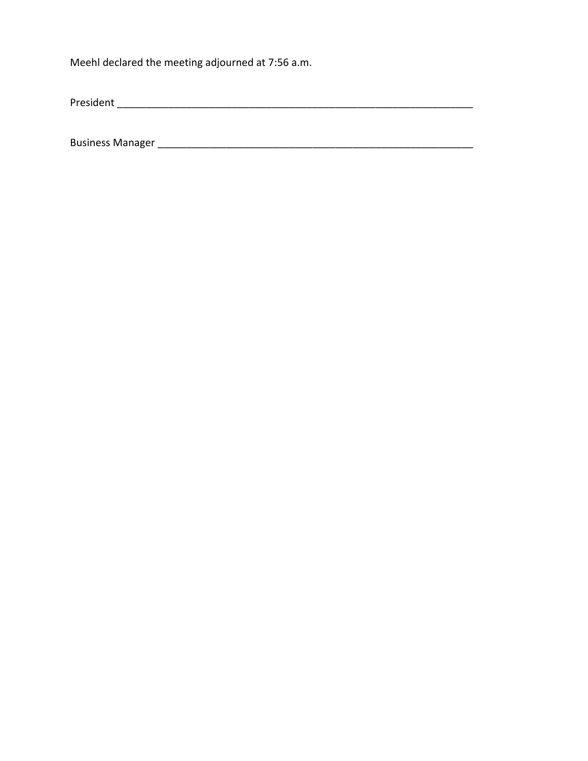Meehl declared the meeting adjourned at 7:56 a.m.

President ______________________________________________________________

Business Manager _______________________________________________________